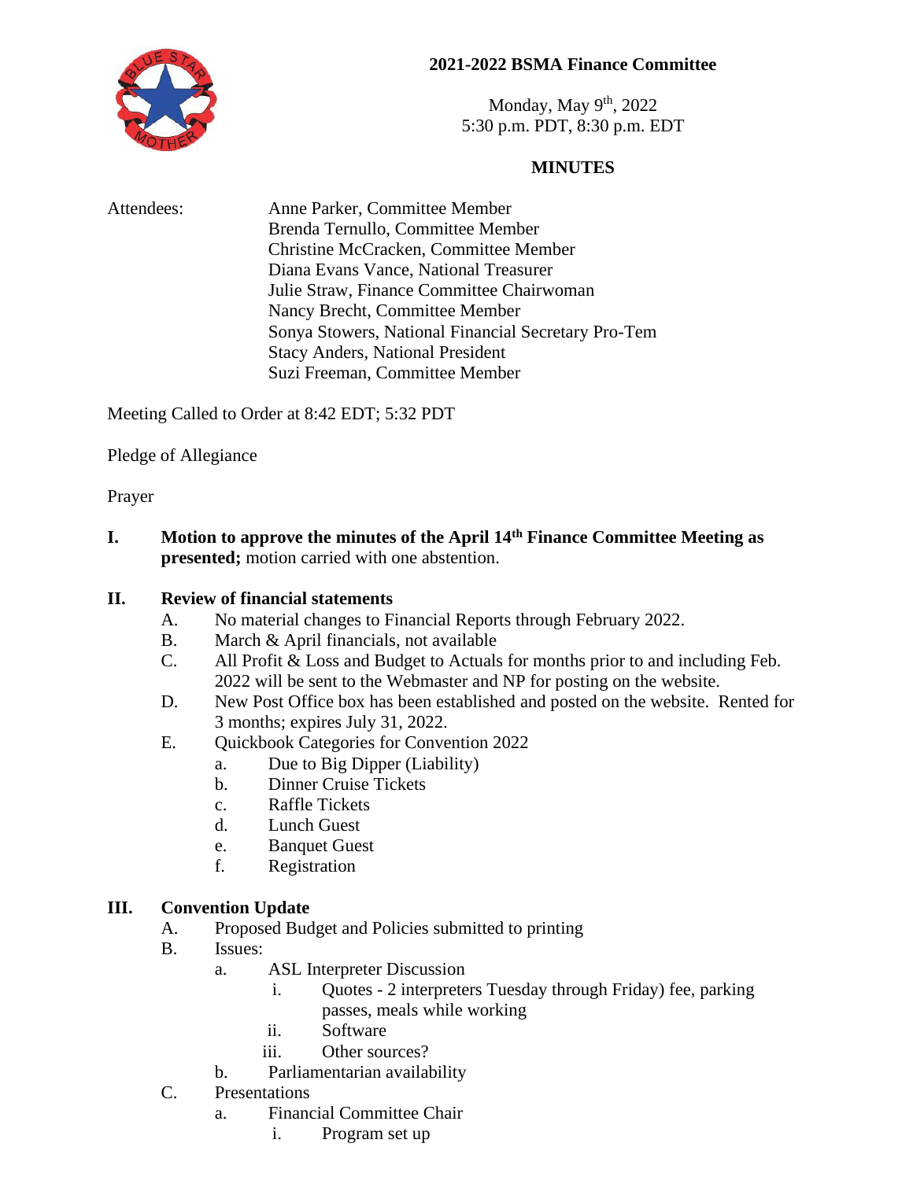# 2021-2022 BSMA Finance Committee

Monday, May 9th, 2022
5:30 p.m. PDT, 8:30 p.m. EDT

## MINUTES

Attendees:

- Anne Parker, Committee Member
- Brenda Ternullo, Committee Member
- Christine McCracken, Committee Member
- Diana Evans Vance, National Treasurer
- Julie Straw, Finance Committee Chairwoman
- Nancy Brecht, Committee Member
- Sonya Stowers, National Financial Secretary Pro-Tem
- Stacy Anders, National President
- Suzi Freeman, Committee Member

Meeting Called to Order at 8:42 EDT; 5:32 PDT

Pledge of Allegiance

Prayer

**I. Motion to approve the minutes of the April 14th Finance Committee Meeting as presented;** motion carried with one abstention.

**II. Review of financial statements**

- A. No material changes to Financial Reports through February 2022.
- B. March & April financials, not available
- C. All Profit & Loss and Budget to Actuals for months prior to and including Feb. 2022 will be sent to the Webmaster and NP for posting on the website.
- D. New Post Office box has been established and posted on the website. Rented for 3 months; expires July 31, 2022.
- E. Quickbook Categories for Convention 2022
  - a. Due to Big Dipper (Liability)
  - b. Dinner Cruise Tickets
  - c. Raffle Tickets
  - d. Lunch Guest
  - e. Banquet Guest
  - f. Registration

**III. Convention Update**

- A. Proposed Budget and Policies submitted to printing
- B. Issues:
  - a. ASL Interpreter Discussion
    - i. Quotes - 2 interpreters Tuesday through Friday) fee, parking passes, meals while working
    - ii. Software
    - iii. Other sources?
  - b. Parliamentarian availability
- C. Presentations
  - a. Financial Committee Chair
    - i. Program set up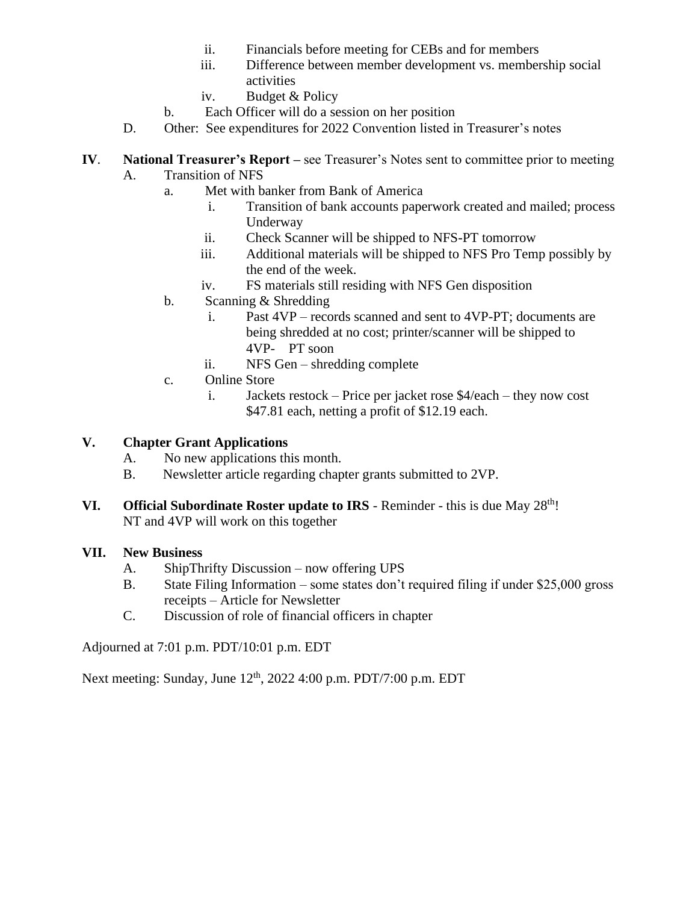- ii. Financials before meeting for CEBs and for members
  - iii. Difference between member development vs. membership social activities
  - iv. Budget & Policy
- b. Each Officer will do a session on her position

D. Other: See expenditures for 2022 Convention listed in Treasurer's notes

**IV. National Treasurer's Report –** see Treasurer's Notes sent to committee prior to meeting

A. Transition of NFS

- a. Met with banker from Bank of America
  - i. Transition of bank accounts paperwork created and mailed; process Underway
  - ii. Check Scanner will be shipped to NFS-PT tomorrow
  - iii. Additional materials will be shipped to NFS Pro Temp possibly by the end of the week.
  - iv. FS materials still residing with NFS Gen disposition
- b. Scanning & Shredding
  - i. Past 4VP – records scanned and sent to 4VP-PT; documents are being shredded at no cost; printer/scanner will be shipped to 4VP- PT soon
  - ii. NFS Gen – shredding complete
- c. Online Store
  - i. Jackets restock – Price per jacket rose $4/each – they now cost $47.81 each, netting a profit of $12.19 each.

**V. Chapter Grant Applications**

A. No new applications this month.

B. Newsletter article regarding chapter grants submitted to 2VP.

**VI. Official Subordinate Roster update to IRS** - Reminder - this is due May 28th!
NT and 4VP will work on this together

**VII. New Business**

A. ShipThrifty Discussion – now offering UPS

B. State Filing Information – some states don't required filing if under $25,000 gross receipts – Article for Newsletter

C. Discussion of role of financial officers in chapter

Adjourned at 7:01 p.m. PDT/10:01 p.m. EDT

Next meeting: Sunday, June 12th, 2022 4:00 p.m. PDT/7:00 p.m. EDT